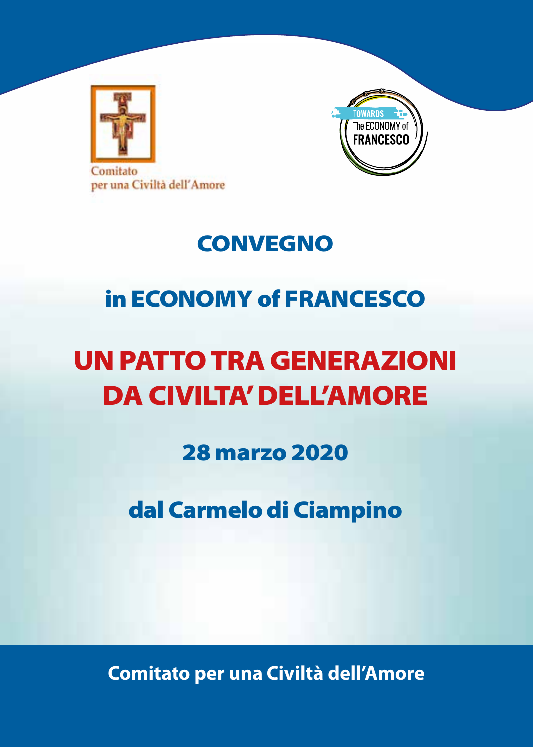Comitato
per una Civiltà dell'Amore

TOWARDS
The ECONOMY of
FRANCESCO

# CONVEGNO

## in ECONOMY of FRANCESCO

# UN PATTO TRA GENERAZIONI DA CIVILTA' DELL'AMORE

## 28 marzo 2020

## dal Carmelo di Ciampino

**Comitato per una Civiltà dell'Amore**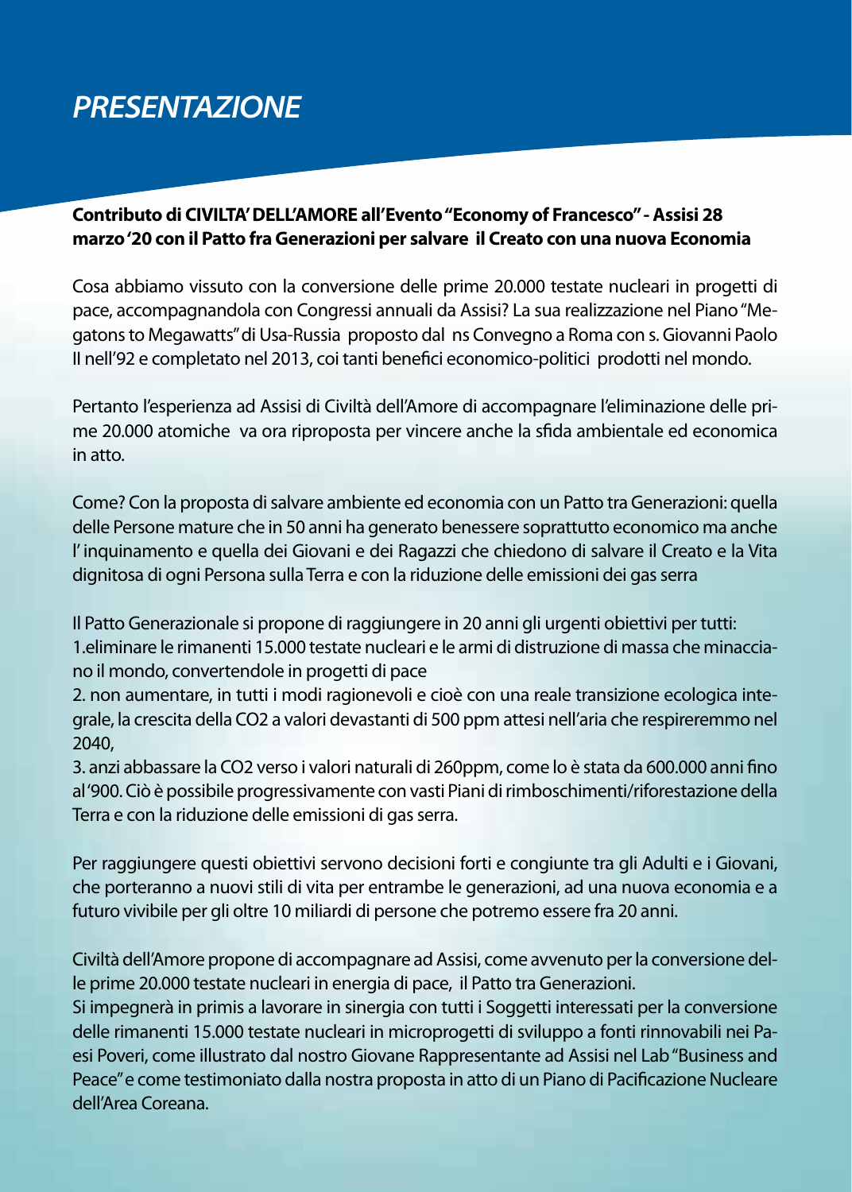# *PRESENTAZIONE*

**Contributo di CIVILTA' DELL'AMORE all'Evento "Economy of Francesco" - Assisi 28 marzo '20 con il Patto fra Generazioni per salvare il Creato con una nuova Economia**

Cosa abbiamo vissuto con la conversione delle prime 20.000 testate nucleari in progetti di pace, accompagnandola con Congressi annuali da Assisi? La sua realizzazione nel Piano "Megatons to Megawatts" di Usa-Russia proposto dal ns Convegno a Roma con s. Giovanni Paolo II nell'92 e completato nel 2013, coi tanti benefici economico-politici prodotti nel mondo.

Pertanto l'esperienza ad Assisi di Civiltà dell'Amore di accompagnare l'eliminazione delle prime 20.000 atomiche va ora riproposta per vincere anche la sfida ambientale ed economica in atto.

Come? Con la proposta di salvare ambiente ed economia con un Patto tra Generazioni: quella delle Persone mature che in 50 anni ha generato benessere soprattutto economico ma anche l' inquinamento e quella dei Giovani e dei Ragazzi che chiedono di salvare il Creato e la Vita dignitosa di ogni Persona sulla Terra e con la riduzione delle emissioni dei gas serra

Il Patto Generazionale si propone di raggiungere in 20 anni gli urgenti obiettivi per tutti:
1.eliminare le rimanenti 15.000 testate nucleari e le armi di distruzione di massa che minacciano il mondo, convertendole in progetti di pace
2. non aumentare, in tutti i modi ragionevoli e cioè con una reale transizione ecologica integrale, la crescita della $CO_2$ a valori devastanti di 500 ppm attesi nell'aria che respireremmo nel 2040,
3. anzi abbassare la $CO_2$ verso i valori naturali di 260ppm, come lo è stata da 600.000 anni fino al '900. Ciò è possibile progressivamente con vasti Piani di rimboschimenti/riforestazione della Terra e con la riduzione delle emissioni di gas serra.

Per raggiungere questi obiettivi servono decisioni forti e congiunte tra gli Adulti e i Giovani, che porteranno a nuovi stili di vita per entrambe le generazioni, ad una nuova economia e a futuro vivibile per gli oltre 10 miliardi di persone che potremo essere fra 20 anni.

Civiltà dell'Amore propone di accompagnare ad Assisi, come avvenuto per la conversione delle prime 20.000 testate nucleari in energia di pace, il Patto tra Generazioni.
Si impegnerà in primis a lavorare in sinergia con tutti i Soggetti interessati per la conversione delle rimanenti 15.000 testate nucleari in microprogetti di sviluppo a fonti rinnovabili nei Paesi Poveri, come illustrato dal nostro Giovane Rappresentante ad Assisi nel Lab "Business and Peace" e come testimoniato dalla nostra proposta in atto di un Piano di Pacificazione Nucleare dell'Area Coreana.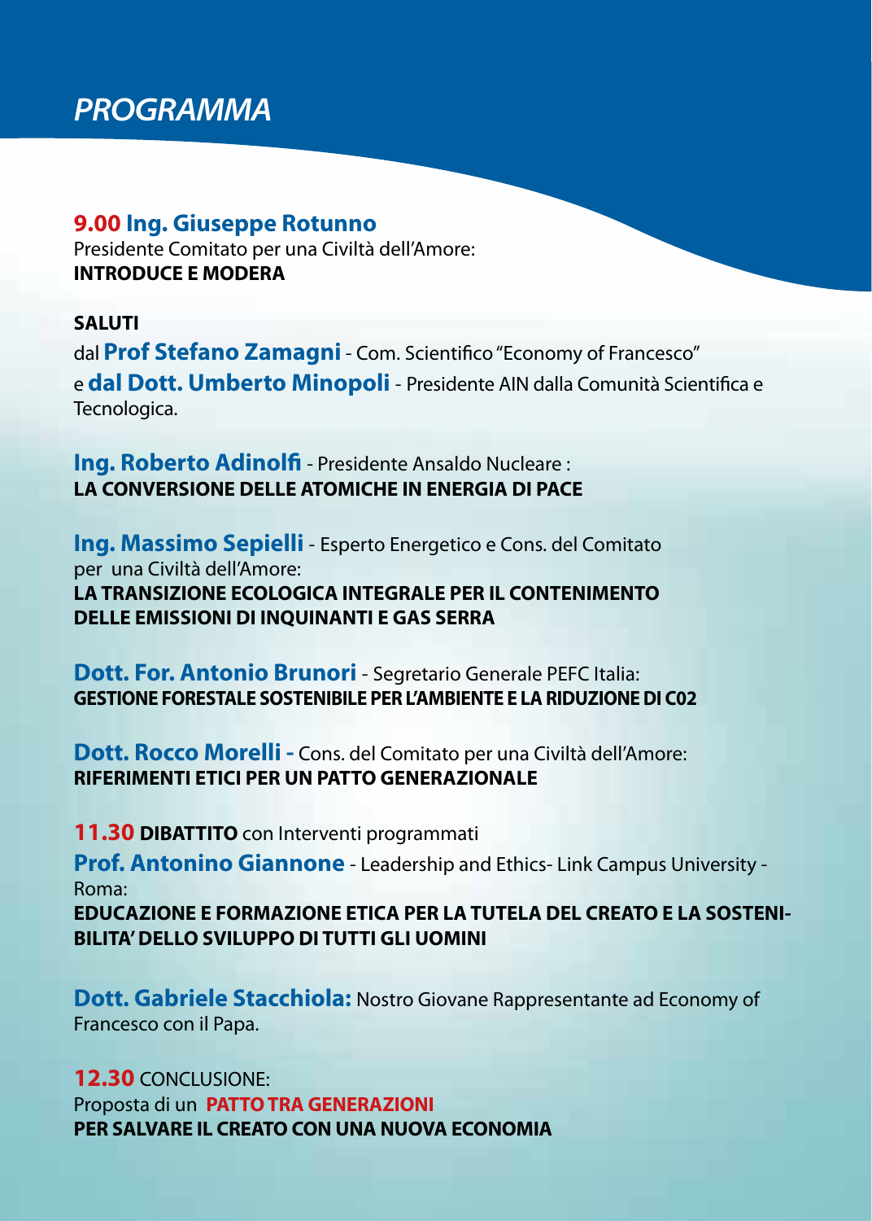# *PROGRAMMA*

**9.00 Ing. Giuseppe Rotunno**
Presidente Comitato per una Civiltà dell'Amore:
**INTRODUCE E MODERA**

**SALUTI**
dal **Prof Stefano Zamagni** - Com. Scientifico "Economy of Francesco"
e **dal Dott. Umberto Minopoli** - Presidente AIN dalla Comunità Scientifica e Tecnologica.

**Ing. Roberto Adinolfi** - Presidente Ansaldo Nucleare :
**LA CONVERSIONE DELLE ATOMICHE IN ENERGIA DI PACE**

**Ing. Massimo Sepielli** - Esperto Energetico e Cons. del Comitato per una Civiltà dell'Amore:
**LA TRANSIZIONE ECOLOGICA INTEGRALE PER IL CONTENIMENTO DELLE EMISSIONI DI INQUINANTI E GAS SERRA**

**Dott. For. Antonio Brunori** - Segretario Generale PEFC Italia:
**GESTIONE FORESTALE SOSTENIBILE PER L'AMBIENTE E LA RIDUZIONE DI C02**

**Dott. Rocco Morelli -** Cons. del Comitato per una Civiltà dell'Amore:
**RIFERIMENTI ETICI PER UN PATTO GENERAZIONALE**

**11.30 DIBATTITO** con Interventi programmati

**Prof. Antonino Giannone** - Leadership and Ethics- Link Campus University - Roma:
**EDUCAZIONE E FORMAZIONE ETICA PER LA TUTELA DEL CREATO E LA SOSTENIBILITA' DELLO SVILUPPO DI TUTTI GLI UOMINI**

**Dott. Gabriele Stacchiola:** Nostro Giovane Rappresentante ad Economy of Francesco con il Papa.

**12.30** CONCLUSIONE:
Proposta di un **PATTO TRA GENERAZIONI**
**PER SALVARE IL CREATO CON UNA NUOVA ECONOMIA**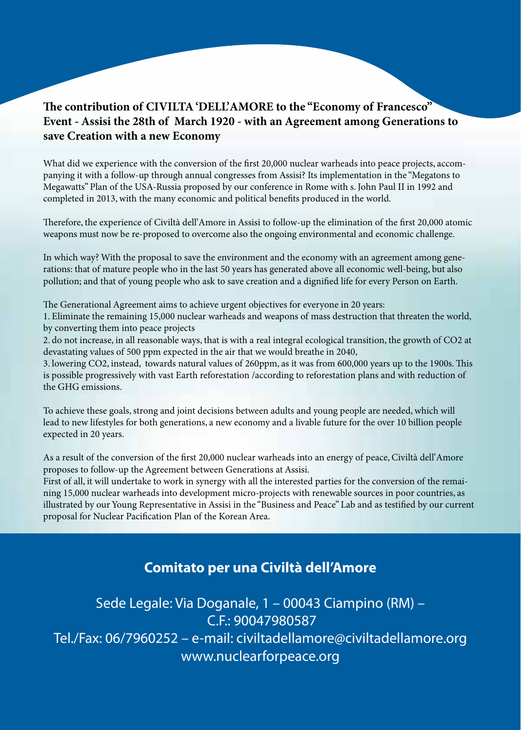**The contribution of CIVILTA 'DELL'AMORE to the "Economy of Francesco" Event - Assisi the 28th of March 1920 - with an Agreement among Generations to save Creation with a new Economy**

What did we experience with the conversion of the first 20,000 nuclear warheads into peace projects, accompanying it with a follow-up through annual congresses from Assisi? Its implementation in the "Megatons to Megawatts" Plan of the USA-Russia proposed by our conference in Rome with s. John Paul II in 1992 and completed in 2013, with the many economic and political benefits produced in the world.

Therefore, the experience of Civiltà dell'Amore in Assisi to follow-up the elimination of the first 20,000 atomic weapons must now be re-proposed to overcome also the ongoing environmental and economic challenge.

In which way? With the proposal to save the environment and the economy with an agreement among generations: that of mature people who in the last 50 years has generated above all economic well-being, but also pollution; and that of young people who ask to save creation and a dignified life for every Person on Earth.

The Generational Agreement aims to achieve urgent objectives for everyone in 20 years:

1. Eliminate the remaining 15,000 nuclear warheads and weapons of mass destruction that threaten the world, by converting them into peace projects
2. do not increase, in all reasonable ways, that is with a real integral ecological transition, the growth of $CO_2$ at devastating values of 500 ppm expected in the air that we would breathe in 2040,
3. lowering $CO_2$, instead, towards natural values of 260ppm, as it was from 600,000 years up to the 1900s. This is possible progressively with vast Earth reforestation /according to reforestation plans and with reduction of the GHG emissions.

To achieve these goals, strong and joint decisions between adults and young people are needed, which will lead to new lifestyles for both generations, a new economy and a livable future for the over 10 billion people expected in 20 years.

As a result of the conversion of the first 20,000 nuclear warheads into an energy of peace, Civiltà dell'Amore proposes to follow-up the Agreement between Generations at Assisi.

First of all, it will undertake to work in synergy with all the interested parties for the conversion of the remaining 15,000 nuclear warheads into development micro-projects with renewable sources in poor countries, as illustrated by our Young Representative in Assisi in the "Business and Peace" Lab and as testified by our current proposal for Nuclear Pacification Plan of the Korean Area.

## Comitato per una Civiltà dell'Amore

Sede Legale: Via Doganale, 1 – 00043 Ciampino (RM) – C.F.: 90047980587

Tel./Fax: 06/7960252 – e-mail: civiltadellamore@civiltadellamore.org

www.nuclearforpeace.org